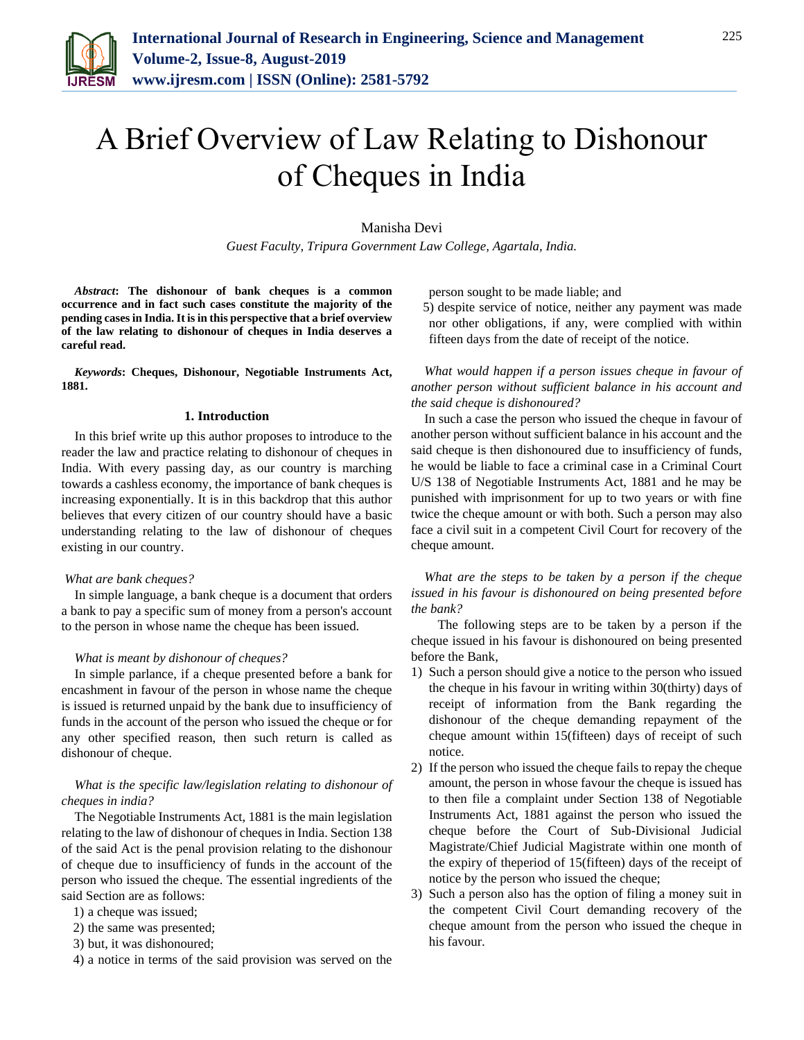# A Brief Overview of Law Relating to Dishonour of Cheques in India

Manisha Devi

*Guest Faculty, Tripura Government Law College, Agartala, India.*

***Abstract*: The dishonour of bank cheques is a common occurrence and in fact such cases constitute the majority of the pending cases in India. It is in this perspective that a brief overview of the law relating to dishonour of cheques in India deserves a careful read.**

***Keywords*: Cheques, Dishonour, Negotiable Instruments Act, 1881.**

## 1. Introduction

In this brief write up this author proposes to introduce to the reader the law and practice relating to dishonour of cheques in India. With every passing day, as our country is marching towards a cashless economy, the importance of bank cheques is increasing exponentially. It is in this backdrop that this author believes that every citizen of our country should have a basic understanding relating to the law of dishonour of cheques existing in our country.

*What are bank cheques?*

In simple language, a bank cheque is a document that orders a bank to pay a specific sum of money from a person's account to the person in whose name the cheque has been issued.

*What is meant by dishonour of cheques?*

In simple parlance, if a cheque presented before a bank for encashment in favour of the person in whose name the cheque is issued is returned unpaid by the bank due to insufficiency of funds in the account of the person who issued the cheque or for any other specified reason, then such return is called as dishonour of cheque.

*What is the specific law/legislation relating to dishonour of cheques in india?*

The Negotiable Instruments Act, 1881 is the main legislation relating to the law of dishonour of cheques in India. Section 138 of the said Act is the penal provision relating to the dishonour of cheque due to insufficiency of funds in the account of the person who issued the cheque. The essential ingredients of the said Section are as follows:

1) a cheque was issued;
2) the same was presented;
3) but, it was dishonoured;
4) a notice in terms of the said provision was served on the person sought to be made liable; and
5) despite service of notice, neither any payment was made nor other obligations, if any, were complied with within fifteen days from the date of receipt of the notice.

*What would happen if a person issues cheque in favour of another person without sufficient balance in his account and the said cheque is dishonoured?*

In such a case the person who issued the cheque in favour of another person without sufficient balance in his account and the said cheque is then dishonoured due to insufficiency of funds, he would be liable to face a criminal case in a Criminal Court U/S 138 of Negotiable Instruments Act, 1881 and he may be punished with imprisonment for up to two years or with fine twice the cheque amount or with both. Such a person may also face a civil suit in a competent Civil Court for recovery of the cheque amount.

*What are the steps to be taken by a person if the cheque issued in his favour is dishonoured on being presented before the bank?*

The following steps are to be taken by a person if the cheque issued in his favour is dishonoured on being presented before the Bank,

1) Such a person should give a notice to the person who issued the cheque in his favour in writing within 30(thirty) days of receipt of information from the Bank regarding the dishonour of the cheque demanding repayment of the cheque amount within 15(fifteen) days of receipt of such notice.
2) If the person who issued the cheque fails to repay the cheque amount, the person in whose favour the cheque is issued has to then file a complaint under Section 138 of Negotiable Instruments Act, 1881 against the person who issued the cheque before the Court of Sub-Divisional Judicial Magistrate/Chief Judicial Magistrate within one month of the expiry of theperiod of 15(fifteen) days of the receipt of notice by the person who issued the cheque;
3) Such a person also has the option of filing a money suit in the competent Civil Court demanding recovery of the cheque amount from the person who issued the cheque in his favour.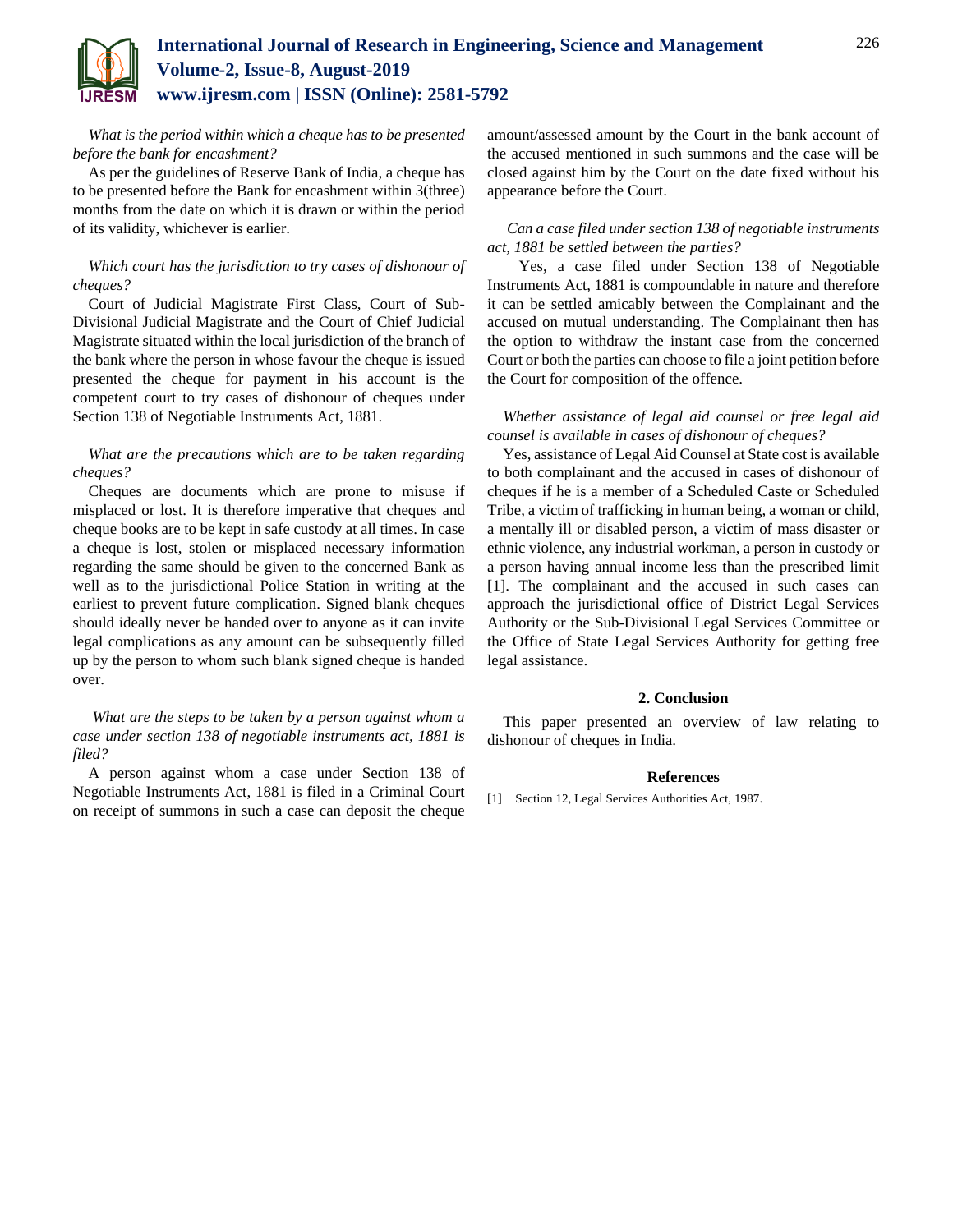*What is the period within which a cheque has to be presented before the bank for encashment?*

As per the guidelines of Reserve Bank of India, a cheque has to be presented before the Bank for encashment within 3(three) months from the date on which it is drawn or within the period of its validity, whichever is earlier.

*Which court has the jurisdiction to try cases of dishonour of cheques?*

Court of Judicial Magistrate First Class, Court of Sub-Divisional Judicial Magistrate and the Court of Chief Judicial Magistrate situated within the local jurisdiction of the branch of the bank where the person in whose favour the cheque is issued presented the cheque for payment in his account is the competent court to try cases of dishonour of cheques under Section 138 of Negotiable Instruments Act, 1881.

*What are the precautions which are to be taken regarding cheques?*

Cheques are documents which are prone to misuse if misplaced or lost. It is therefore imperative that cheques and cheque books are to be kept in safe custody at all times. In case a cheque is lost, stolen or misplaced necessary information regarding the same should be given to the concerned Bank as well as to the jurisdictional Police Station in writing at the earliest to prevent future complication. Signed blank cheques should ideally never be handed over to anyone as it can invite legal complications as any amount can be subsequently filled up by the person to whom such blank signed cheque is handed over.

*What are the steps to be taken by a person against whom a case under section 138 of negotiable instruments act, 1881 is filed?*

A person against whom a case under Section 138 of Negotiable Instruments Act, 1881 is filed in a Criminal Court on receipt of summons in such a case can deposit the cheque amount/assessed amount by the Court in the bank account of the accused mentioned in such summons and the case will be closed against him by the Court on the date fixed without his appearance before the Court.

*Can a case filed under section 138 of negotiable instruments act, 1881 be settled between the parties?*

Yes, a case filed under Section 138 of Negotiable Instruments Act, 1881 is compoundable in nature and therefore it can be settled amicably between the Complainant and the accused on mutual understanding. The Complainant then has the option to withdraw the instant case from the concerned Court or both the parties can choose to file a joint petition before the Court for composition of the offence.

*Whether assistance of legal aid counsel or free legal aid counsel is available in cases of dishonour of cheques?*

Yes, assistance of Legal Aid Counsel at State cost is available to both complainant and the accused in cases of dishonour of cheques if he is a member of a Scheduled Caste or Scheduled Tribe, a victim of trafficking in human being, a woman or child, a mentally ill or disabled person, a victim of mass disaster or ethnic violence, any industrial workman, a person in custody or a person having annual income less than the prescribed limit [1]. The complainant and the accused in such cases can approach the jurisdictional office of District Legal Services Authority or the Sub-Divisional Legal Services Committee or the Office of State Legal Services Authority for getting free legal assistance.

## 2. Conclusion

This paper presented an overview of law relating to dishonour of cheques in India.

## References

[1] Section 12, Legal Services Authorities Act, 1987.